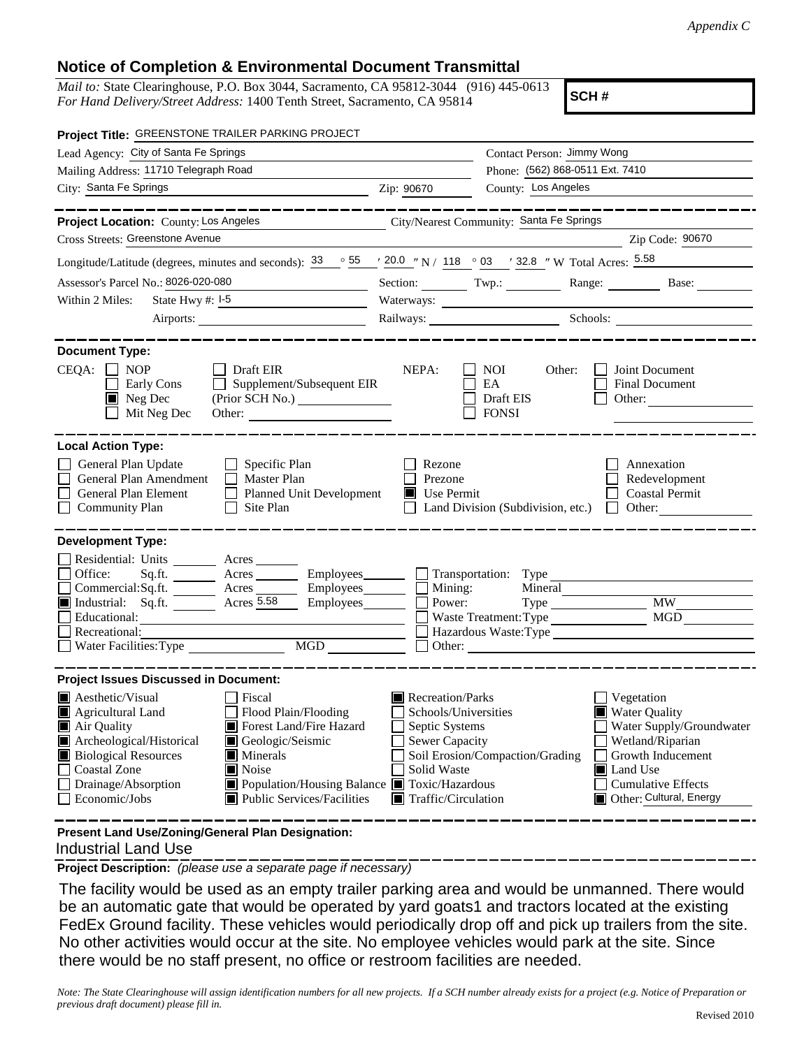*Appendix C*

## Notice of Completion & Environmental Document Transmittal

*Mail to:* State Clearinghouse, P.O. Box 3044, Sacramento, CA 95812-3044 (916) 445-0613
*For Hand Delivery/Street Address:* 1400 Tenth Street, Sacramento, CA 95814

**SCH #**

**Project Title:** GREENSTONE TRAILER PARKING PROJECT

Lead Agency: City of Santa Fe Springs
Contact Person: Jimmy Wong
Mailing Address: 11710 Telegraph Road
Phone: (562) 868-0511 Ext. 7410
City: Santa Fe Springs
Zip: 90670
County: Los Angeles

**Project Location:** County: Los Angeles
City/Nearest Community: Santa Fe Springs
Cross Streets: Greenstone Avenue
Zip Code: 90670

Longitude/Latitude (degrees, minutes and seconds): 33 ° 55 ′ 20.0 ″ N / 118 ° 03 ′ 32.8 ″ W Total Acres: 5.58

Assessor's Parcel No.: 8026-020-080
Section: Twp.: Range: Base:

Within 2 Miles: State Hwy #: I-5
Waterways:
Airports:
Railways:
Schools:

**Document Type:**

CEQA: ☐ NOP ☐ Draft EIR ☐ Early Cons ☐ Supplement/Subsequent EIR ☒ Neg Dec (Prior SCH No.) ☐ Mit Neg Dec Other:

NEPA: ☐ NOI ☐ EA ☐ Draft EIS ☐ FONSI

Other: ☐ Joint Document ☐ Final Document ☐ Other:

**Local Action Type:**

☐ General Plan Update ☐ Specific Plan ☐ Rezone ☐ Annexation
☐ General Plan Amendment ☐ Master Plan ☐ Prezone ☐ Redevelopment
☐ General Plan Element ☐ Planned Unit Development ☒ Use Permit ☐ Coastal Permit
☐ Community Plan ☐ Site Plan ☐ Land Division (Subdivision, etc.) ☐ Other:

**Development Type:**

☐ Residential: Units Acres
☐ Office: Sq.ft. Acres Employees
☐ Commercial: Sq.ft. Acres Employees
☒ Industrial: Sq.ft. Acres 5.58 Employees
☐ Educational:
☐ Recreational:
☐ Water Facilities: Type MGD
☐ Transportation: Type
☐ Mining: Mineral
☐ Power: Type MW
☐ Waste Treatment: Type MGD
☐ Hazardous Waste: Type
☐ Other:

**Project Issues Discussed in Document:**

☒ Aesthetic/Visual ☐ Fiscal ☒ Recreation/Parks ☐ Vegetation
☒ Agricultural Land ☐ Flood Plain/Flooding ☐ Schools/Universities ☒ Water Quality
☒ Air Quality ☒ Forest Land/Fire Hazard ☐ Septic Systems ☐ Water Supply/Groundwater
☒ Archeological/Historical ☒ Geologic/Seismic ☐ Sewer Capacity ☐ Wetland/Riparian
☒ Biological Resources ☒ Minerals ☐ Soil Erosion/Compaction/Grading ☐ Growth Inducement
☐ Coastal Zone ☒ Noise ☐ Solid Waste ☒ Land Use
☐ Drainage/Absorption ☒ Population/Housing Balance ☒ Toxic/Hazardous ☐ Cumulative Effects
☐ Economic/Jobs ☒ Public Services/Facilities ☒ Traffic/Circulation ☒ Other: Cultural, Energy

**Present Land Use/Zoning/General Plan Designation:**

Industrial Land Use

**Project Description:** *(please use a separate page if necessary)*

The facility would be used as an empty trailer parking area and would be unmanned. There would be an automatic gate that would be operated by yard goats1 and tractors located at the existing FedEx Ground facility. These vehicles would periodically drop off and pick up trailers from the site. No other activities would occur at the site. No employee vehicles would park at the site. Since there would be no staff present, no office or restroom facilities are needed.

*Note: The State Clearinghouse will assign identification numbers for all new projects. If a SCH number already exists for a project (e.g. Notice of Preparation or previous draft document) please fill in.*

Revised 2010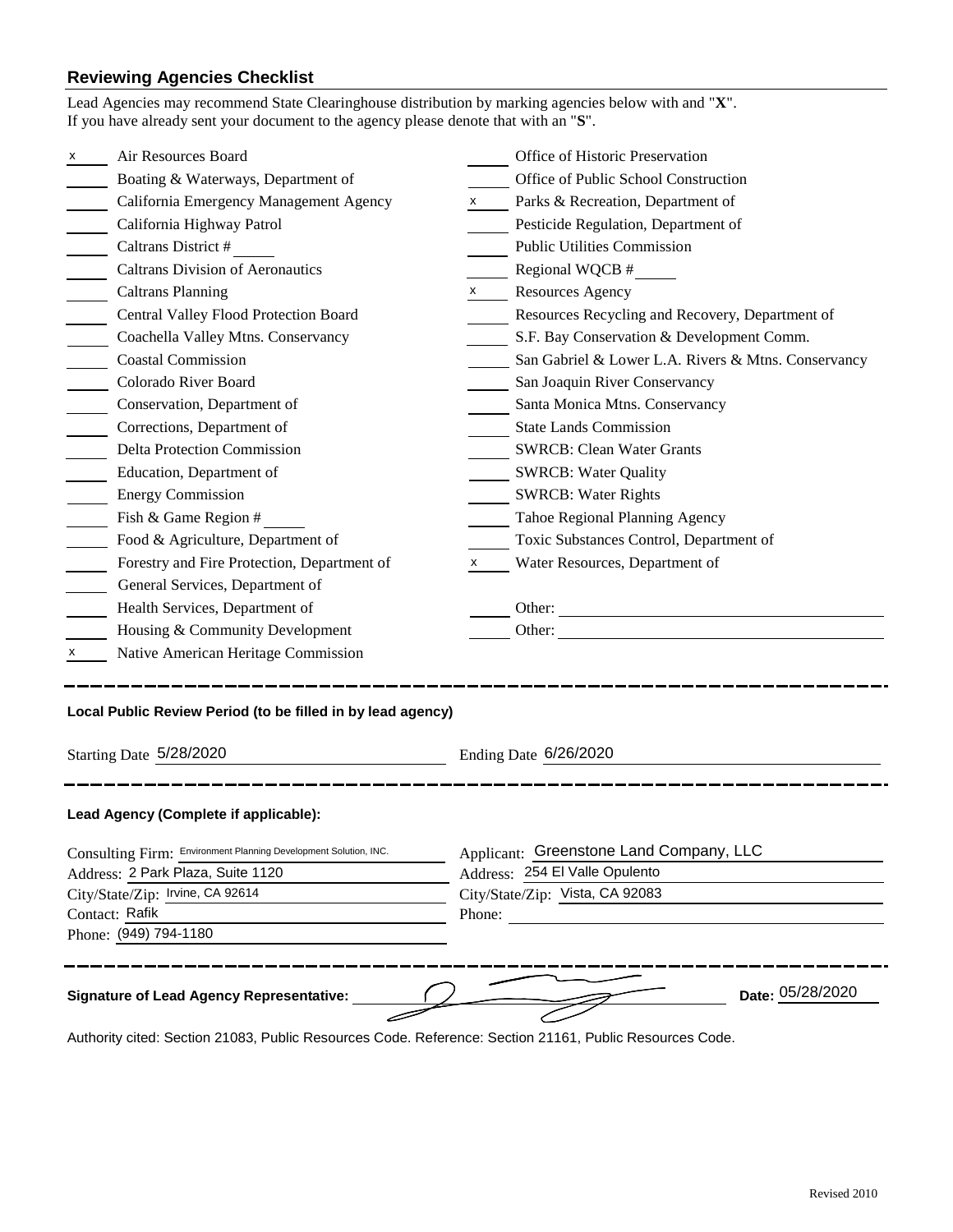## Reviewing Agencies Checklist

Lead Agencies may recommend State Clearinghouse distribution by marking agencies below with and "**X**". If you have already sent your document to the agency please denote that with an "**S**".

| | | | |
|---|---|---|---|
| x | Air Resources Board | | Office of Historic Preservation |
| | Boating & Waterways, Department of | | Office of Public School Construction |
| | California Emergency Management Agency | x | Parks & Recreation, Department of |
| | California Highway Patrol | | Pesticide Regulation, Department of |
| | Caltrans District # ____ | | Public Utilities Commission |
| | Caltrans Division of Aeronautics | | Regional WQCB # ____ |
| | Caltrans Planning | x | Resources Agency |
| | Central Valley Flood Protection Board | | Resources Recycling and Recovery, Department of |
| | Coachella Valley Mtns. Conservancy | | S.F. Bay Conservation & Development Comm. |
| | Coastal Commission | | San Gabriel & Lower L.A. Rivers & Mtns. Conservancy |
| | Colorado River Board | | San Joaquin River Conservancy |
| | Conservation, Department of | | Santa Monica Mtns. Conservancy |
| | Corrections, Department of | | State Lands Commission |
| | Delta Protection Commission | | SWRCB: Clean Water Grants |
| | Education, Department of | | SWRCB: Water Quality |
| | Energy Commission | | SWRCB: Water Rights |
| | Fish & Game Region # ____ | | Tahoe Regional Planning Agency |
| | Food & Agriculture, Department of | | Toxic Substances Control, Department of |
| | Forestry and Fire Protection, Department of | x | Water Resources, Department of |
| | General Services, Department of | | |
| | Health Services, Department of | | Other: |
| | Housing & Community Development | | Other: |
| x | Native American Heritage Commission | | |

---

**Local Public Review Period (to be filled in by lead agency)**

Starting Date 5/28/2020

Ending Date 6/26/2020

---

**Lead Agency (Complete if applicable):**

Consulting Firm: Environment Planning Development Solution, INC.
Address: 2 Park Plaza, Suite 1120
City/State/Zip: Irvine, CA 92614
Contact: Rafik
Phone: (949) 794-1180

Applicant: Greenstone Land Company, LLC
Address: 254 El Valle Opulento
City/State/Zip: Vista, CA 92083
Phone:

---

**Signature of Lead Agency Representative:** [signature] **Date:** 05/28/2020

Authority cited: Section 21083, Public Resources Code. Reference: Section 21161, Public Resources Code.

Revised 2010